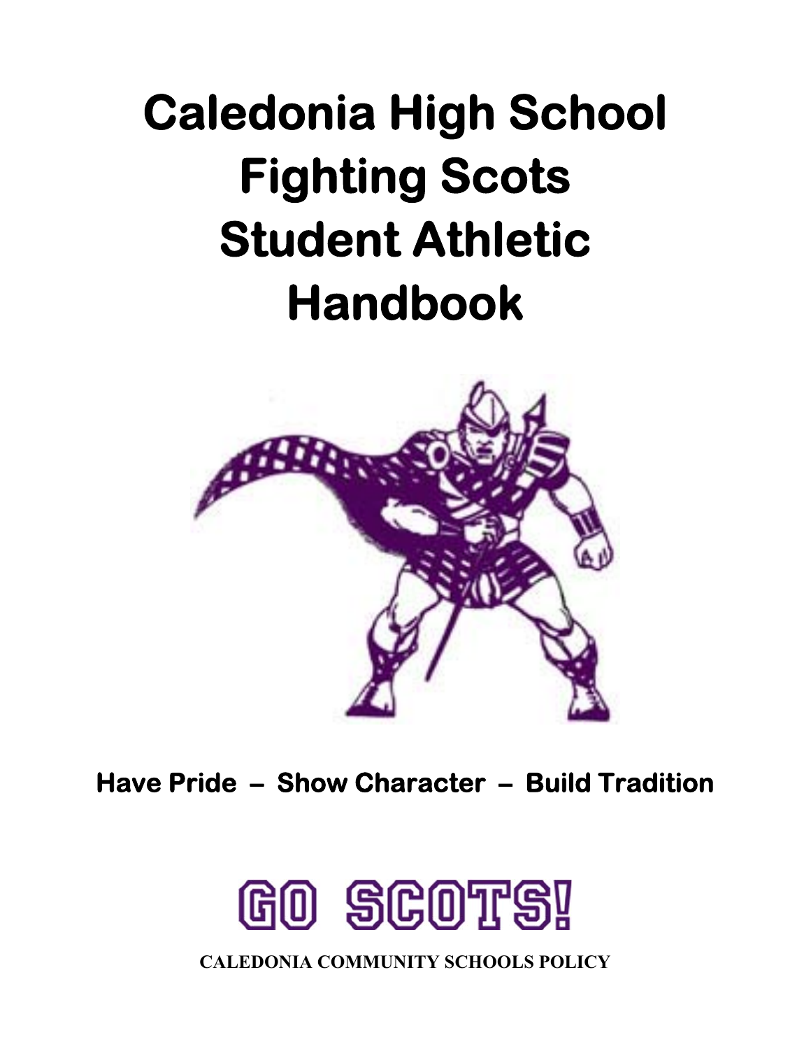# Caledonia High School Fighting Scots Student Athletic Handbook

**Have Pride – Show Character – Build Tradition**

GO SCOTS!

**CALEDONIA COMMUNITY SCHOOLS POLICY**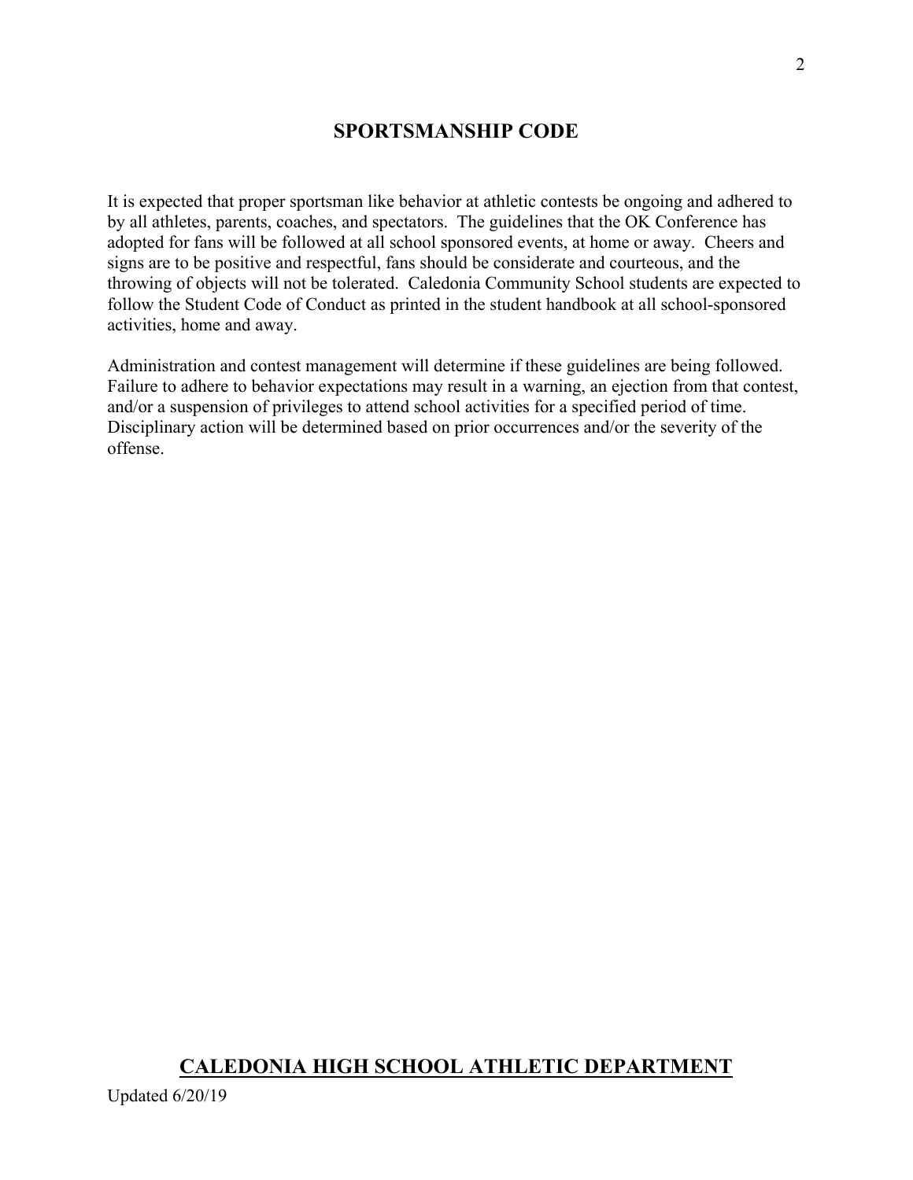## SPORTSMANSHIP CODE

It is expected that proper sportsman like behavior at athletic contests be ongoing and adhered to by all athletes, parents, coaches, and spectators. The guidelines that the OK Conference has adopted for fans will be followed at all school sponsored events, at home or away. Cheers and signs are to be positive and respectful, fans should be considerate and courteous, and the throwing of objects will not be tolerated. Caledonia Community School students are expected to follow the Student Code of Conduct as printed in the student handbook at all school-sponsored activities, home and away.

Administration and contest management will determine if these guidelines are being followed. Failure to adhere to behavior expectations may result in a warning, an ejection from that contest, and/or a suspension of privileges to attend school activities for a specified period of time. Disciplinary action will be determined based on prior occurrences and/or the severity of the offense.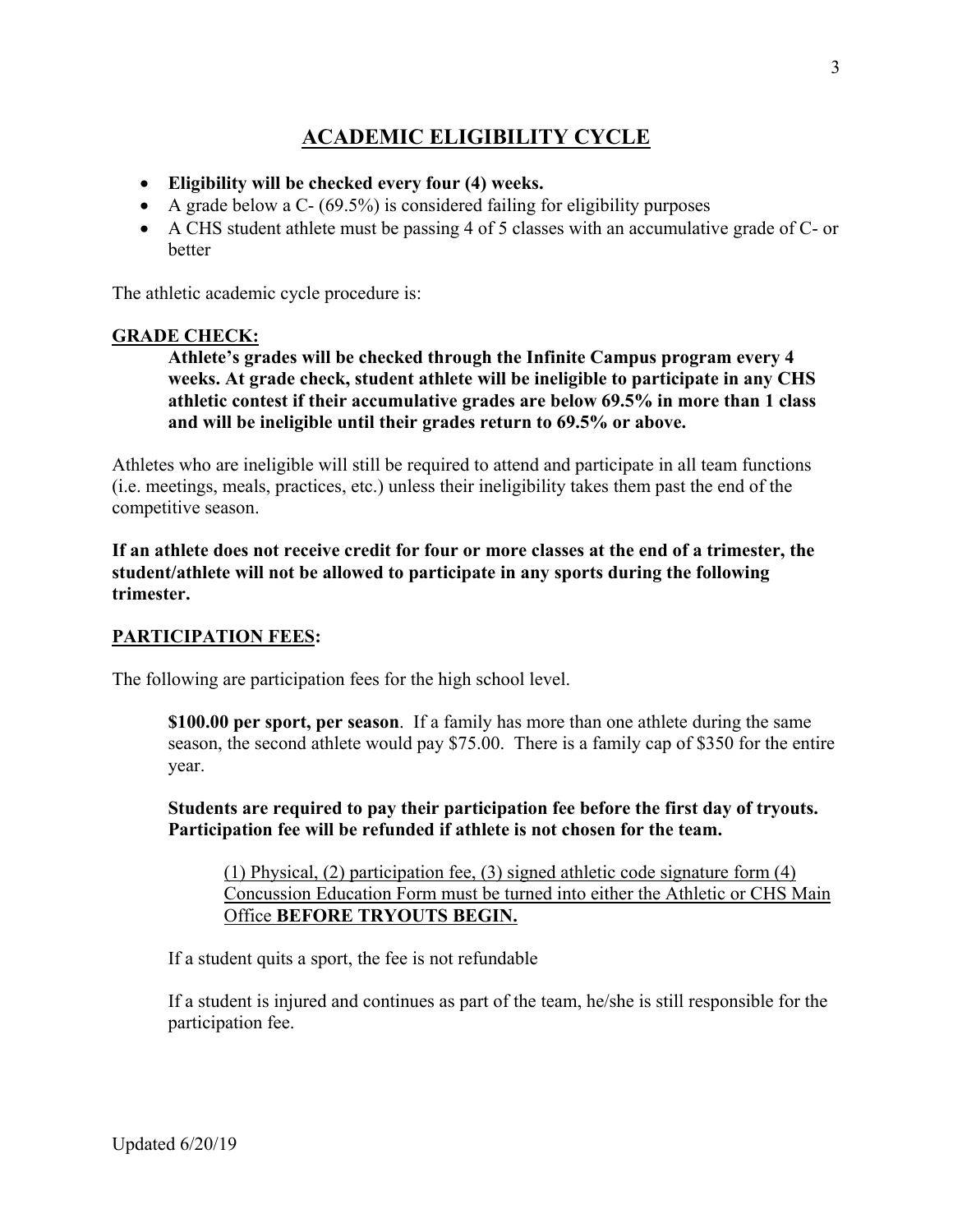## ACADEMIC ELIGIBILITY CYCLE

- **Eligibility will be checked every four (4) weeks.**
- A grade below a C- (69.5%) is considered failing for eligibility purposes
- A CHS student athlete must be passing 4 of 5 classes with an accumulative grade of C- or better

The athletic academic cycle procedure is:

**GRADE CHECK:**

**Athlete's grades will be checked through the Infinite Campus program every 4 weeks. At grade check, student athlete will be ineligible to participate in any CHS athletic contest if their accumulative grades are below 69.5% in more than 1 class and will be ineligible until their grades return to 69.5% or above.**

Athletes who are ineligible will still be required to attend and participate in all team functions (i.e. meetings, meals, practices, etc.) unless their ineligibility takes them past the end of the competitive season.

**If an athlete does not receive credit for four or more classes at the end of a trimester, the student/athlete will not be allowed to participate in any sports during the following trimester.**

**PARTICIPATION FEES:**

The following are participation fees for the high school level.

**$100.00 per sport, per season**. If a family has more than one athlete during the same season, the second athlete would pay $75.00. There is a family cap of $350 for the entire year.

**Students are required to pay their participation fee before the first day of tryouts. Participation fee will be refunded if athlete is not chosen for the team.**

(1) Physical, (2) participation fee, (3) signed athletic code signature form (4) Concussion Education Form must be turned into either the Athletic or CHS Main Office **BEFORE TRYOUTS BEGIN.**

If a student quits a sport, the fee is not refundable

If a student is injured and continues as part of the team, he/she is still responsible for the participation fee.

Updated 6/20/19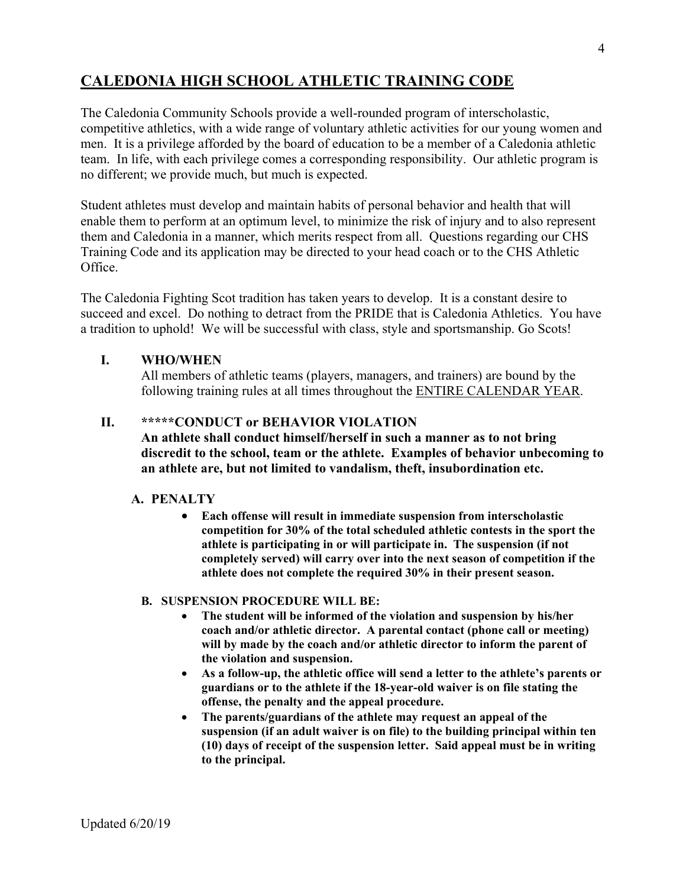# CALEDONIA HIGH SCHOOL ATHLETIC TRAINING CODE

The Caledonia Community Schools provide a well-rounded program of interscholastic, competitive athletics, with a wide range of voluntary athletic activities for our young women and men. It is a privilege afforded by the board of education to be a member of a Caledonia athletic team. In life, with each privilege comes a corresponding responsibility. Our athletic program is no different; we provide much, but much is expected.

Student athletes must develop and maintain habits of personal behavior and health that will enable them to perform at an optimum level, to minimize the risk of injury and to also represent them and Caledonia in a manner, which merits respect from all. Questions regarding our CHS Training Code and its application may be directed to your head coach or to the CHS Athletic Office.

The Caledonia Fighting Scot tradition has taken years to develop. It is a constant desire to succeed and excel. Do nothing to detract from the PRIDE that is Caledonia Athletics. You have a tradition to uphold! We will be successful with class, style and sportsmanship. Go Scots!

## I. WHO/WHEN

All members of athletic teams (players, managers, and trainers) are bound by the following training rules at all times throughout the ENTIRE CALENDAR YEAR.

## II. *****CONDUCT or BEHAVIOR VIOLATION

**An athlete shall conduct himself/herself in such a manner as to not bring discredit to the school, team or the athlete. Examples of behavior unbecoming to an athlete are, but not limited to vandalism, theft, insubordination etc.**

### A. PENALTY

- **Each offense will result in immediate suspension from interscholastic competition for 30% of the total scheduled athletic contests in the sport the athlete is participating in or will participate in. The suspension (if not completely served) will carry over into the next season of competition if the athlete does not complete the required 30% in their present season.**

### B. SUSPENSION PROCEDURE WILL BE:

- **The student will be informed of the violation and suspension by his/her coach and/or athletic director. A parental contact (phone call or meeting) will by made by the coach and/or athletic director to inform the parent of the violation and suspension.**
- **As a follow-up, the athletic office will send a letter to the athlete's parents or guardians or to the athlete if the 18-year-old waiver is on file stating the offense, the penalty and the appeal procedure.**
- **The parents/guardians of the athlete may request an appeal of the suspension (if an adult waiver is on file) to the building principal within ten (10) days of receipt of the suspension letter. Said appeal must be in writing to the principal.**

Updated 6/20/19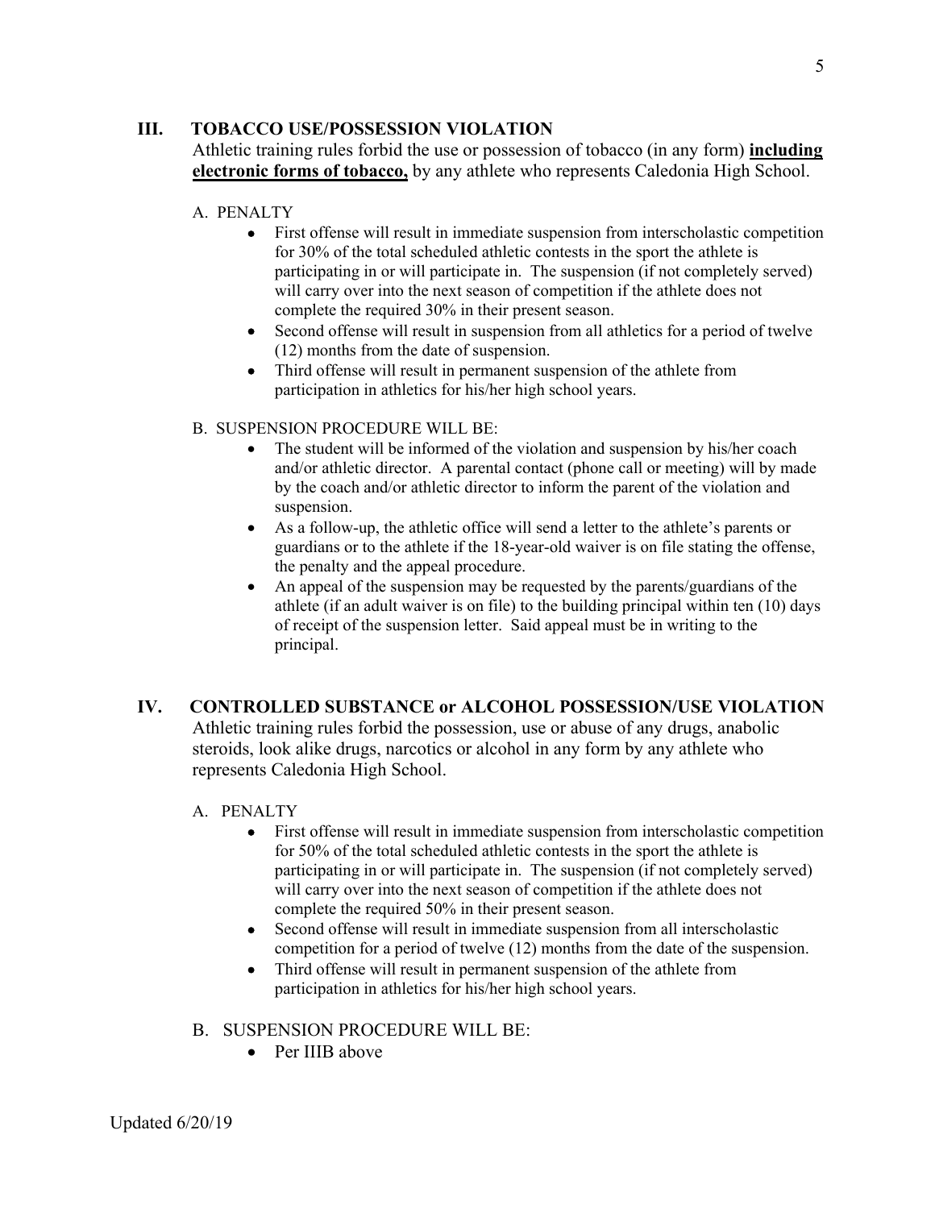## III. TOBACCO USE/POSSESSION VIOLATION

Athletic training rules forbid the use or possession of tobacco (in any form) **<u>including electronic forms of tobacco,</u>** by any athlete who represents Caledonia High School.

A. PENALTY

- First offense will result in immediate suspension from interscholastic competition for 30% of the total scheduled athletic contests in the sport the athlete is participating in or will participate in. The suspension (if not completely served) will carry over into the next season of competition if the athlete does not complete the required 30% in their present season.
- Second offense will result in suspension from all athletics for a period of twelve (12) months from the date of suspension.
- Third offense will result in permanent suspension of the athlete from participation in athletics for his/her high school years.

B. SUSPENSION PROCEDURE WILL BE:

- The student will be informed of the violation and suspension by his/her coach and/or athletic director. A parental contact (phone call or meeting) will by made by the coach and/or athletic director to inform the parent of the violation and suspension.
- As a follow-up, the athletic office will send a letter to the athlete's parents or guardians or to the athlete if the 18-year-old waiver is on file stating the offense, the penalty and the appeal procedure.
- An appeal of the suspension may be requested by the parents/guardians of the athlete (if an adult waiver is on file) to the building principal within ten (10) days of receipt of the suspension letter. Said appeal must be in writing to the principal.

## IV. CONTROLLED SUBSTANCE or ALCOHOL POSSESSION/USE VIOLATION

Athletic training rules forbid the possession, use or abuse of any drugs, anabolic steroids, look alike drugs, narcotics or alcohol in any form by any athlete who represents Caledonia High School.

A. PENALTY

- First offense will result in immediate suspension from interscholastic competition for 50% of the total scheduled athletic contests in the sport the athlete is participating in or will participate in. The suspension (if not completely served) will carry over into the next season of competition if the athlete does not complete the required 50% in their present season.
- Second offense will result in immediate suspension from all interscholastic competition for a period of twelve (12) months from the date of the suspension.
- Third offense will result in permanent suspension of the athlete from participation in athletics for his/her high school years.

B. SUSPENSION PROCEDURE WILL BE:

- Per IIIB above

Updated 6/20/19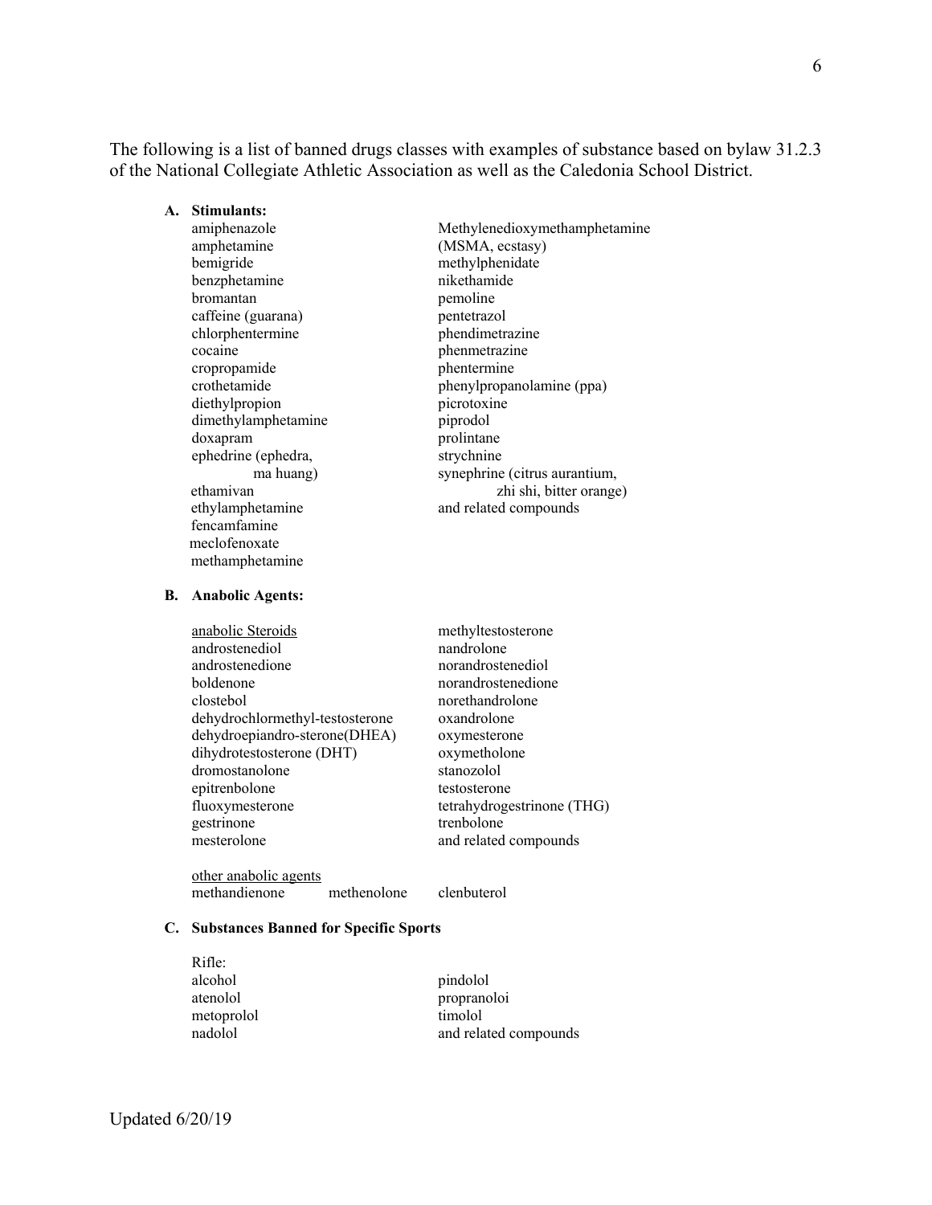The following is a list of banned drugs classes with examples of substance based on bylaw 31.2.3 of the National Collegiate Athletic Association as well as the Caledonia School District.

**A. Stimulants:**

amiphenazole
amphetamine
bemigride
benzphetamine
bromantan
caffeine (guarana)
chlorphentermine
cocaine
cropropamide
crothetamide
diethylpropion
dimethylamphetamine
doxapram
ephedrine (ephedra, ma huang)
ethamivan
ethylamphetamine
fencamfamine
meclofenoxate
methamphetamine
Methylenedioxymethamphetamine (MSMA, ecstasy)
methylphenidate
nikethamide
pemoline
pentetrazol
phendimetrazine
phenmetrazine
phentermine
phenylpropanolamine (ppa)
picrotoxine
piprodol
prolintane
strychnine
synephrine (citrus aurantium, zhi shi, bitter orange)
and related compounds

**B. Anabolic Agents:**

<u>anabolic Steroids</u>
androstenediol
androstenedione
boldenone
clostebol
dehydrochlormethyl-testosterone
dehydroepiandro-sterone(DHEA)
dihydrotestosterone (DHT)
dromostanolone
epitrenbolone
fluoxymesterone
gestrinone
mesterolone
methyltestosterone
nandrolone
norandrostenediol
norandrostenedione
norethandrolone
oxandrolone
oxymesterone
oxymetholone
stanozolol
testosterone
tetrahydrogestrinone (THG)
trenbolone
and related compounds

<u>other anabolic agents</u>
methandienone
methenolone
clenbuterol

**C. Substances Banned for Specific Sports**

Rifle:
alcohol
atenolol
metoprolol
nadolol
pindolol
propranoloi
timolol
and related compounds

Updated 6/20/19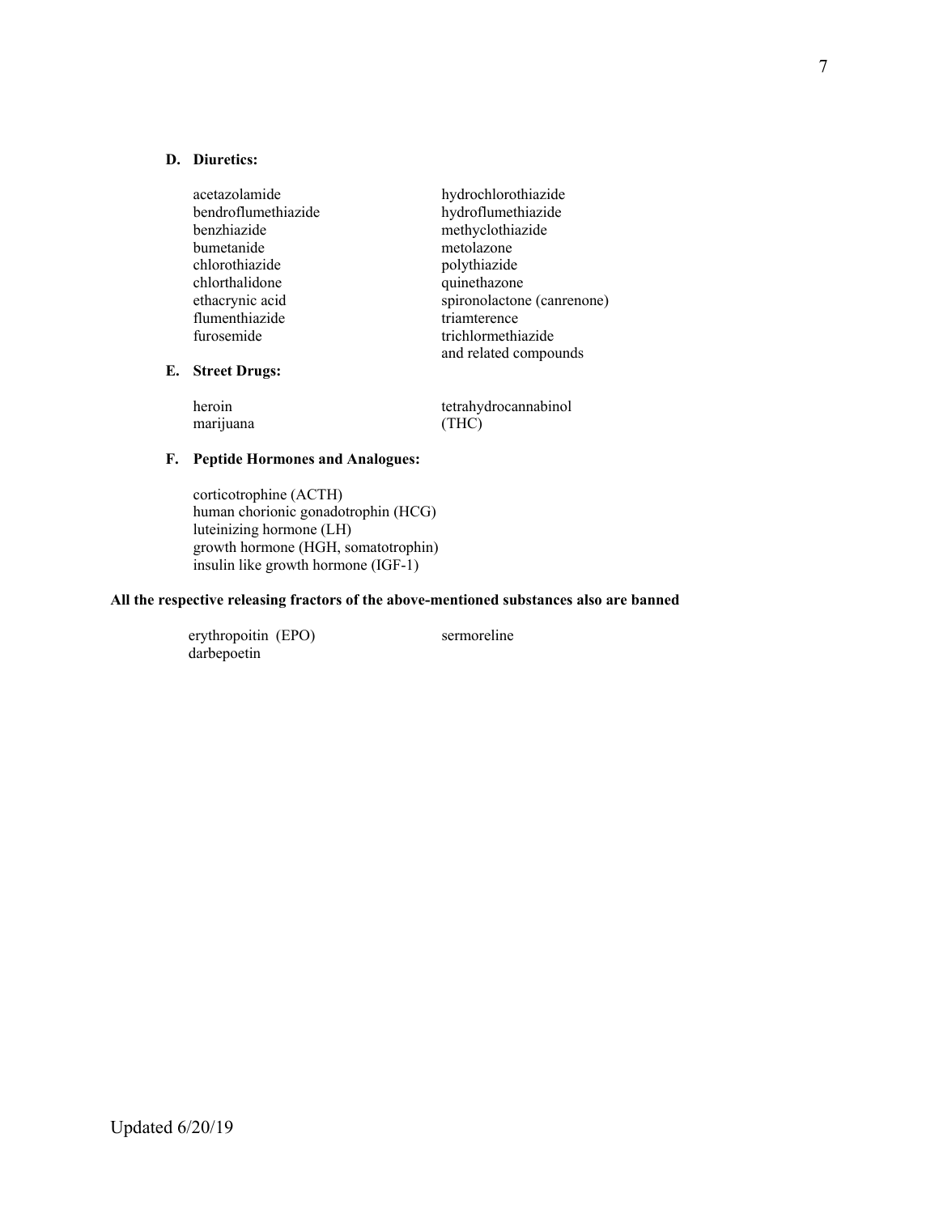**D. Diuretics:**

acetazolamide
bendroflumethiazide
benzhiazide
bumetanide
chlorothiazide
chlorthalidone
ethacrynic acid
flumenthiazide
furosemide
hydrochlorothiazide
hydroflumethiazide
methyclothiazide
metolazone
polythiazide
quinethazone
spironolactone (canrenone)
triamterence
trichlormethiazide
and related compounds

**E. Street Drugs:**

heroin
marijuana
tetrahydrocannabinol
(THC)

**F. Peptide Hormones and Analogues:**

corticotrophine (ACTH)
human chorionic gonadotrophin (HCG)
luteinizing hormone (LH)
growth hormone (HGH, somatotrophin)
insulin like growth hormone (IGF-1)

**All the respective releasing fractors of the above-mentioned substances also are banned**

erythropoitin (EPO)
darbepoetin
sermoreline

Updated 6/20/19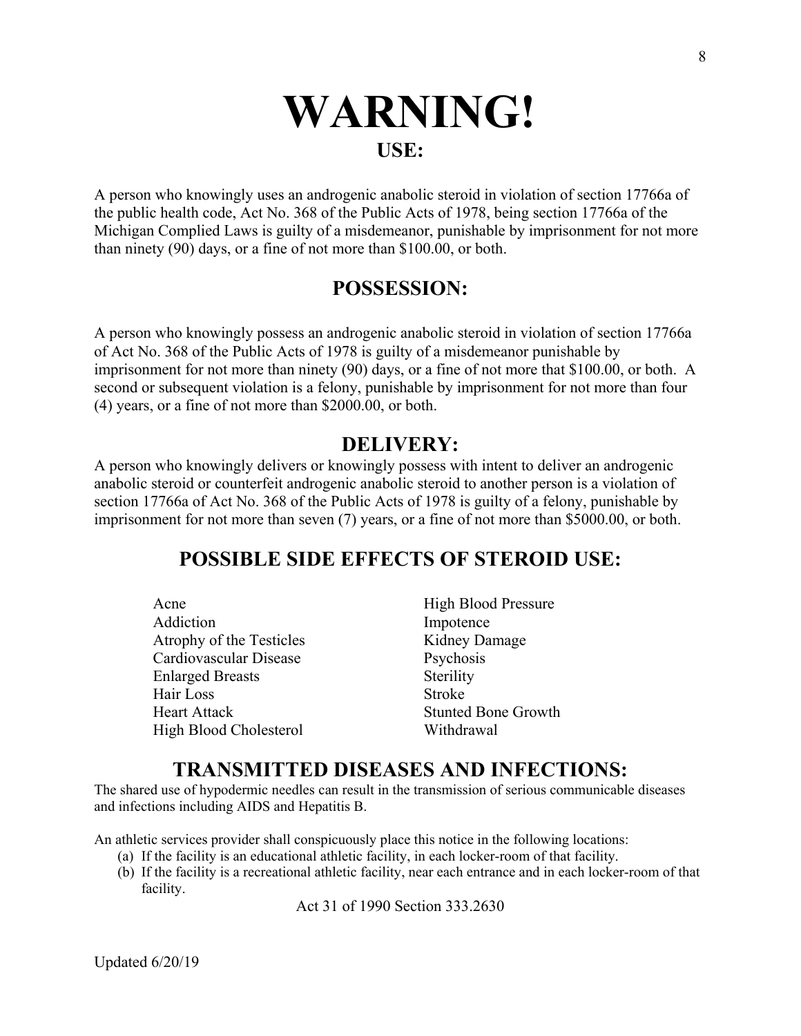# WARNING!

## USE:

A person who knowingly uses an androgenic anabolic steroid in violation of section 17766a of the public health code, Act No. 368 of the Public Acts of 1978, being section 17766a of the Michigan Complied Laws is guilty of a misdemeanor, punishable by imprisonment for not more than ninety (90) days, or a fine of not more than $100.00, or both.

## POSSESSION:

A person who knowingly possess an androgenic anabolic steroid in violation of section 17766a of Act No. 368 of the Public Acts of 1978 is guilty of a misdemeanor punishable by imprisonment for not more than ninety (90) days, or a fine of not more that $100.00, or both. A second or subsequent violation is a felony, punishable by imprisonment for not more than four (4) years, or a fine of not more than $2000.00, or both.

## DELIVERY:

A person who knowingly delivers or knowingly possess with intent to deliver an androgenic anabolic steroid or counterfeit androgenic anabolic steroid to another person is a violation of section 17766a of Act No. 368 of the Public Acts of 1978 is guilty of a felony, punishable by imprisonment for not more than seven (7) years, or a fine of not more than $5000.00, or both.

## POSSIBLE SIDE EFFECTS OF STEROID USE:

- Acne
- Addiction
- Atrophy of the Testicles
- Cardiovascular Disease
- Enlarged Breasts
- Hair Loss
- Heart Attack
- High Blood Cholesterol
- High Blood Pressure
- Impotence
- Kidney Damage
- Psychosis
- Sterility
- Stroke
- Stunted Bone Growth
- Withdrawal

## TRANSMITTED DISEASES AND INFECTIONS:

The shared use of hypodermic needles can result in the transmission of serious communicable diseases and infections including AIDS and Hepatitis B.

An athletic services provider shall conspicuously place this notice in the following locations:

(a) If the facility is an educational athletic facility, in each locker-room of that facility.
(b) If the facility is a recreational athletic facility, near each entrance and in each locker-room of that facility.

Act 31 of 1990 Section 333.2630

Updated 6/20/19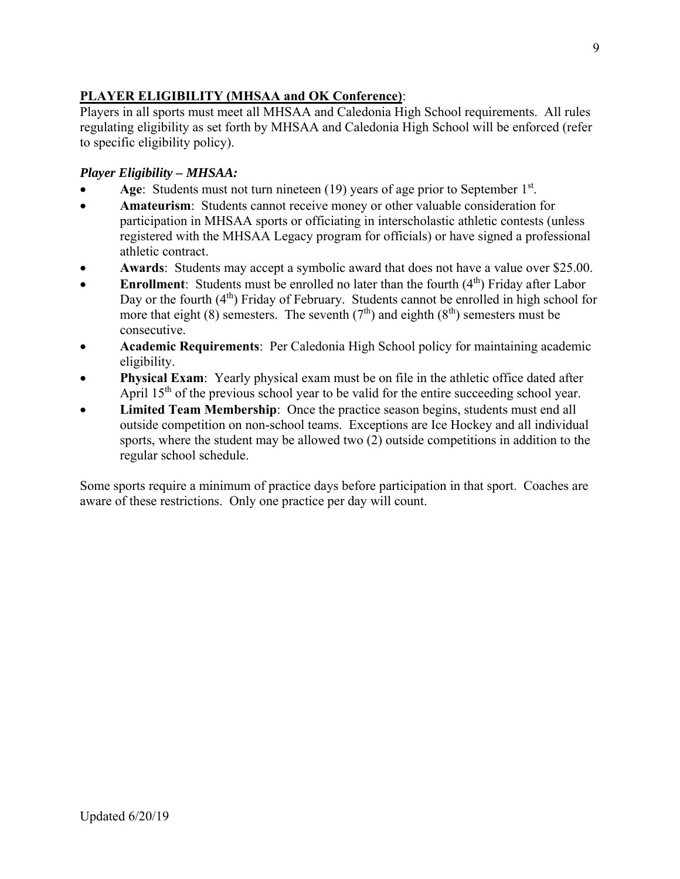## PLAYER ELIGIBILITY (MHSAA and OK Conference):

Players in all sports must meet all MHSAA and Caledonia High School requirements. All rules regulating eligibility as set forth by MHSAA and Caledonia High School will be enforced (refer to specific eligibility policy).

### *Player Eligibility – MHSAA:*

- **Age**: Students must not turn nineteen (19) years of age prior to September 1st.
- **Amateurism**: Students cannot receive money or other valuable consideration for participation in MHSAA sports or officiating in interscholastic athletic contests (unless registered with the MHSAA Legacy program for officials) or have signed a professional athletic contract.
- **Awards**: Students may accept a symbolic award that does not have a value over $25.00.
- **Enrollment**: Students must be enrolled no later than the fourth (4th) Friday after Labor Day or the fourth (4th) Friday of February. Students cannot be enrolled in high school for more that eight (8) semesters. The seventh (7th) and eighth (8th) semesters must be consecutive.
- **Academic Requirements**: Per Caledonia High School policy for maintaining academic eligibility.
- **Physical Exam**: Yearly physical exam must be on file in the athletic office dated after April 15th of the previous school year to be valid for the entire succeeding school year.
- **Limited Team Membership**: Once the practice season begins, students must end all outside competition on non-school teams. Exceptions are Ice Hockey and all individual sports, where the student may be allowed two (2) outside competitions in addition to the regular school schedule.

Some sports require a minimum of practice days before participation in that sport. Coaches are aware of these restrictions. Only one practice per day will count.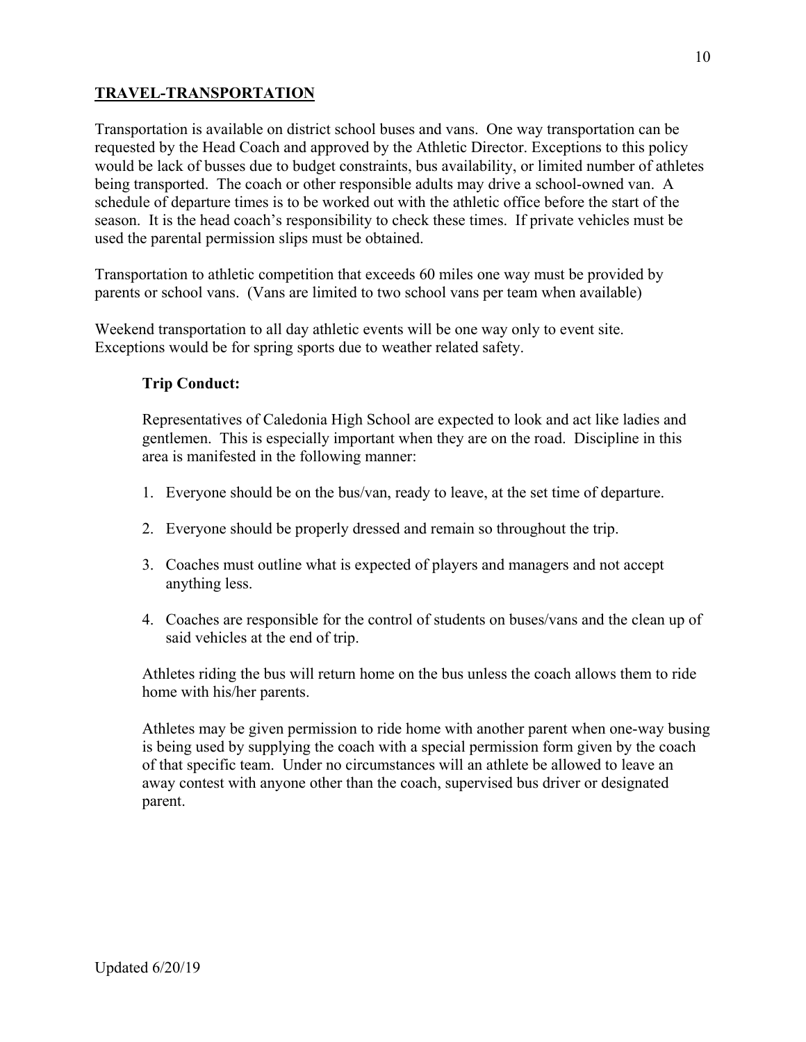## TRAVEL-TRANSPORTATION

Transportation is available on district school buses and vans. One way transportation can be requested by the Head Coach and approved by the Athletic Director. Exceptions to this policy would be lack of busses due to budget constraints, bus availability, or limited number of athletes being transported. The coach or other responsible adults may drive a school-owned van. A schedule of departure times is to be worked out with the athletic office before the start of the season. It is the head coach's responsibility to check these times. If private vehicles must be used the parental permission slips must be obtained.

Transportation to athletic competition that exceeds 60 miles one way must be provided by parents or school vans. (Vans are limited to two school vans per team when available)

Weekend transportation to all day athletic events will be one way only to event site. Exceptions would be for spring sports due to weather related safety.

**Trip Conduct:**

Representatives of Caledonia High School are expected to look and act like ladies and gentlemen. This is especially important when they are on the road. Discipline in this area is manifested in the following manner:

1. Everyone should be on the bus/van, ready to leave, at the set time of departure.
2. Everyone should be properly dressed and remain so throughout the trip.
3. Coaches must outline what is expected of players and managers and not accept anything less.
4. Coaches are responsible for the control of students on buses/vans and the clean up of said vehicles at the end of trip.

Athletes riding the bus will return home on the bus unless the coach allows them to ride home with his/her parents.

Athletes may be given permission to ride home with another parent when one-way busing is being used by supplying the coach with a special permission form given by the coach of that specific team. Under no circumstances will an athlete be allowed to leave an away contest with anyone other than the coach, supervised bus driver or designated parent.

Updated 6/20/19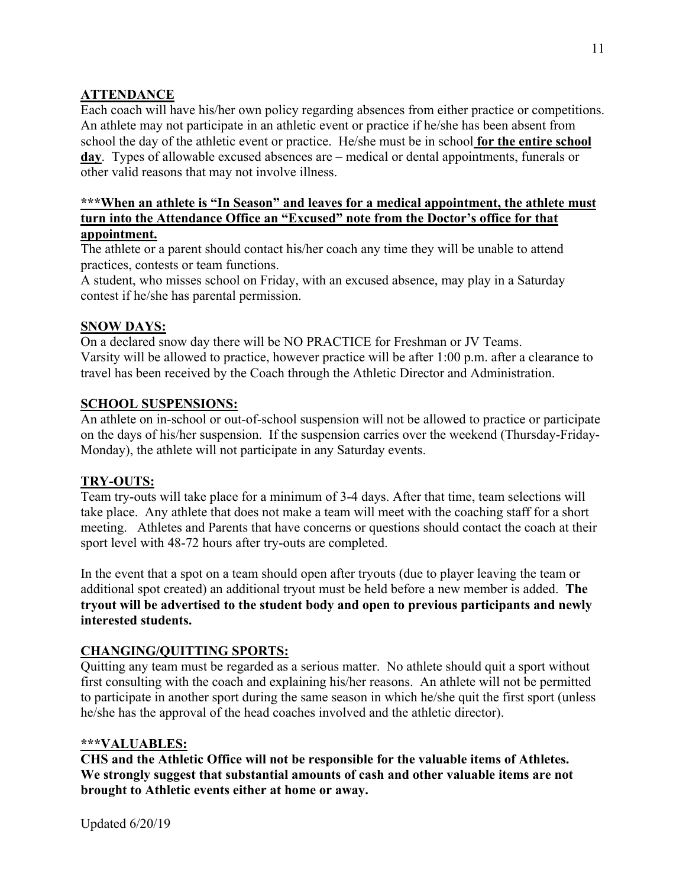## ATTENDANCE

Each coach will have his/her own policy regarding absences from either practice or competitions. An athlete may not participate in an athletic event or practice if he/she has been absent from school the day of the athletic event or practice. He/she must be in school **for the entire school day**. Types of allowable excused absences are – medical or dental appointments, funerals or other valid reasons that may not involve illness.

**\*\*\*When an athlete is "In Season" and leaves for a medical appointment, the athlete must turn into the Attendance Office an "Excused" note from the Doctor's office for that appointment.**

The athlete or a parent should contact his/her coach any time they will be unable to attend practices, contests or team functions.

A student, who misses school on Friday, with an excused absence, may play in a Saturday contest if he/she has parental permission.

## SNOW DAYS:

On a declared snow day there will be NO PRACTICE for Freshman or JV Teams.

Varsity will be allowed to practice, however practice will be after 1:00 p.m. after a clearance to travel has been received by the Coach through the Athletic Director and Administration.

## SCHOOL SUSPENSIONS:

An athlete on in-school or out-of-school suspension will not be allowed to practice or participate on the days of his/her suspension. If the suspension carries over the weekend (Thursday-Friday-Monday), the athlete will not participate in any Saturday events.

## TRY-OUTS:

Team try-outs will take place for a minimum of 3-4 days. After that time, team selections will take place. Any athlete that does not make a team will meet with the coaching staff for a short meeting. Athletes and Parents that have concerns or questions should contact the coach at their sport level with 48-72 hours after try-outs are completed.

In the event that a spot on a team should open after tryouts (due to player leaving the team or additional spot created) an additional tryout must be held before a new member is added. **The tryout will be advertised to the student body and open to previous participants and newly interested students.**

## CHANGING/QUITTING SPORTS:

Quitting any team must be regarded as a serious matter. No athlete should quit a sport without first consulting with the coach and explaining his/her reasons. An athlete will not be permitted to participate in another sport during the same season in which he/she quit the first sport (unless he/she has the approval of the head coaches involved and the athletic director).

## ***VALUABLES:

**CHS and the Athletic Office will not be responsible for the valuable items of Athletes. We strongly suggest that substantial amounts of cash and other valuable items are not brought to Athletic events either at home or away.**

Updated 6/20/19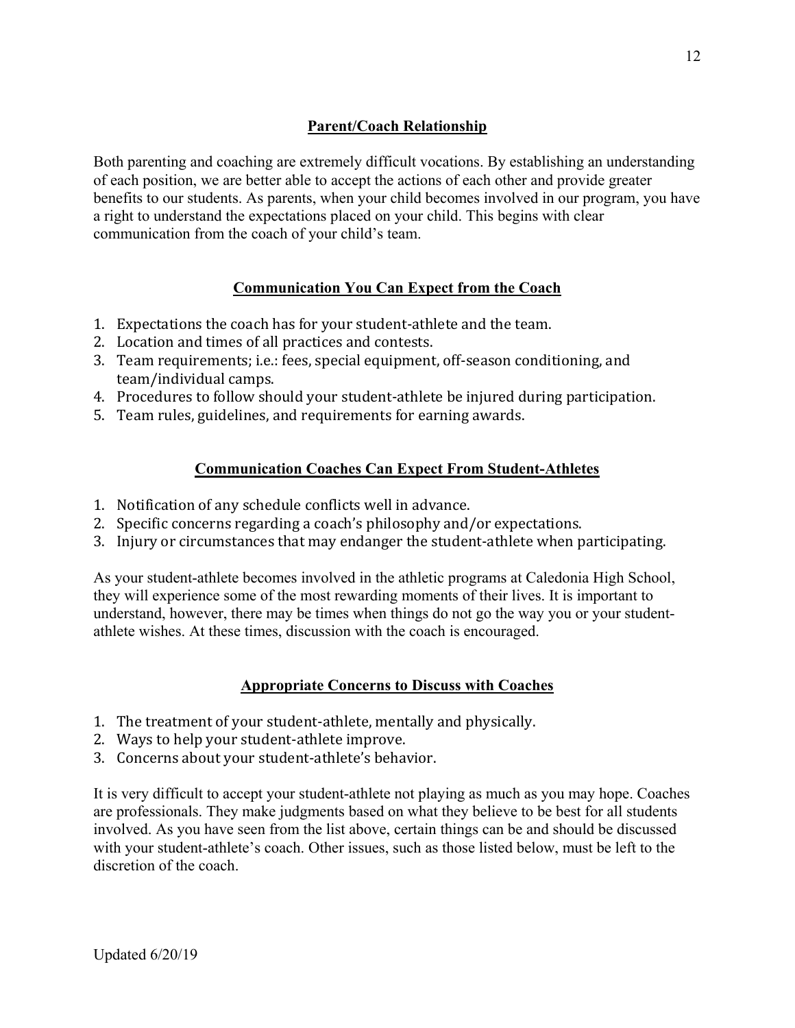## Parent/Coach Relationship

Both parenting and coaching are extremely difficult vocations. By establishing an understanding of each position, we are better able to accept the actions of each other and provide greater benefits to our students. As parents, when your child becomes involved in our program, you have a right to understand the expectations placed on your child. This begins with clear communication from the coach of your child's team.

## Communication You Can Expect from the Coach

1. Expectations the coach has for your student-athlete and the team.
2. Location and times of all practices and contests.
3. Team requirements; i.e.: fees, special equipment, off-season conditioning, and team/individual camps.
4. Procedures to follow should your student-athlete be injured during participation.
5. Team rules, guidelines, and requirements for earning awards.

## Communication Coaches Can Expect From Student-Athletes

1. Notification of any schedule conflicts well in advance.
2. Specific concerns regarding a coach's philosophy and/or expectations.
3. Injury or circumstances that may endanger the student-athlete when participating.

As your student-athlete becomes involved in the athletic programs at Caledonia High School, they will experience some of the most rewarding moments of their lives. It is important to understand, however, there may be times when things do not go the way you or your student-athlete wishes. At these times, discussion with the coach is encouraged.

## Appropriate Concerns to Discuss with Coaches

1. The treatment of your student-athlete, mentally and physically.
2. Ways to help your student-athlete improve.
3. Concerns about your student-athlete's behavior.

It is very difficult to accept your student-athlete not playing as much as you may hope. Coaches are professionals. They make judgments based on what they believe to be best for all students involved. As you have seen from the list above, certain things can be and should be discussed with your student-athlete's coach. Other issues, such as those listed below, must be left to the discretion of the coach.

Updated 6/20/19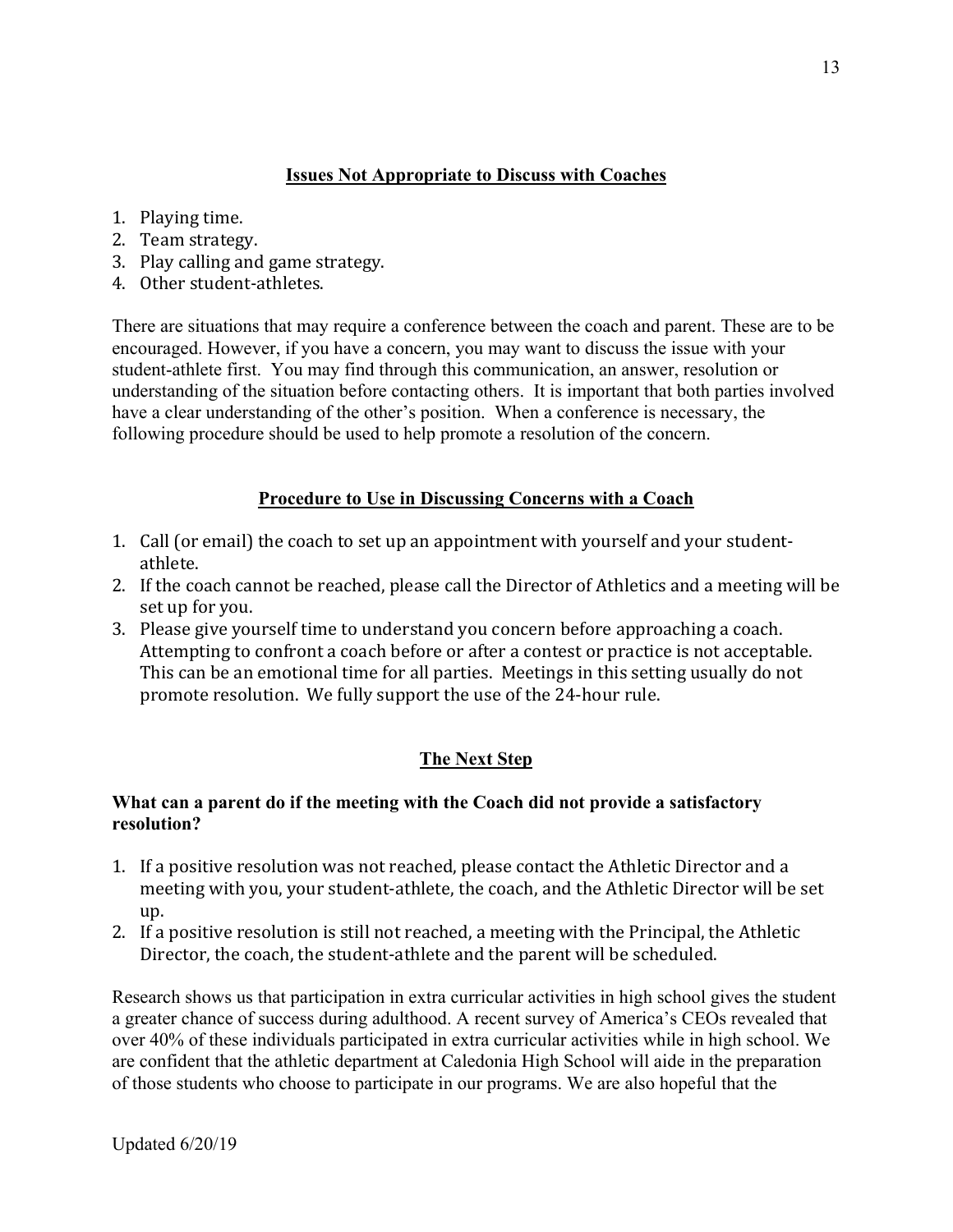## Issues Not Appropriate to Discuss with Coaches

1. Playing time.
2. Team strategy.
3. Play calling and game strategy.
4. Other student-athletes.

There are situations that may require a conference between the coach and parent. These are to be encouraged. However, if you have a concern, you may want to discuss the issue with your student-athlete first. You may find through this communication, an answer, resolution or understanding of the situation before contacting others. It is important that both parties involved have a clear understanding of the other's position. When a conference is necessary, the following procedure should be used to help promote a resolution of the concern.

## Procedure to Use in Discussing Concerns with a Coach

1. Call (or email) the coach to set up an appointment with yourself and your student-athlete.
2. If the coach cannot be reached, please call the Director of Athletics and a meeting will be set up for you.
3. Please give yourself time to understand you concern before approaching a coach. Attempting to confront a coach before or after a contest or practice is not acceptable. This can be an emotional time for all parties. Meetings in this setting usually do not promote resolution. We fully support the use of the 24-hour rule.

## The Next Step

**What can a parent do if the meeting with the Coach did not provide a satisfactory resolution?**

1. If a positive resolution was not reached, please contact the Athletic Director and a meeting with you, your student-athlete, the coach, and the Athletic Director will be set up.
2. If a positive resolution is still not reached, a meeting with the Principal, the Athletic Director, the coach, the student-athlete and the parent will be scheduled.

Research shows us that participation in extra curricular activities in high school gives the student a greater chance of success during adulthood. A recent survey of America's CEOs revealed that over 40% of these individuals participated in extra curricular activities while in high school. We are confident that the athletic department at Caledonia High School will aide in the preparation of those students who choose to participate in our programs. We are also hopeful that the

Updated 6/20/19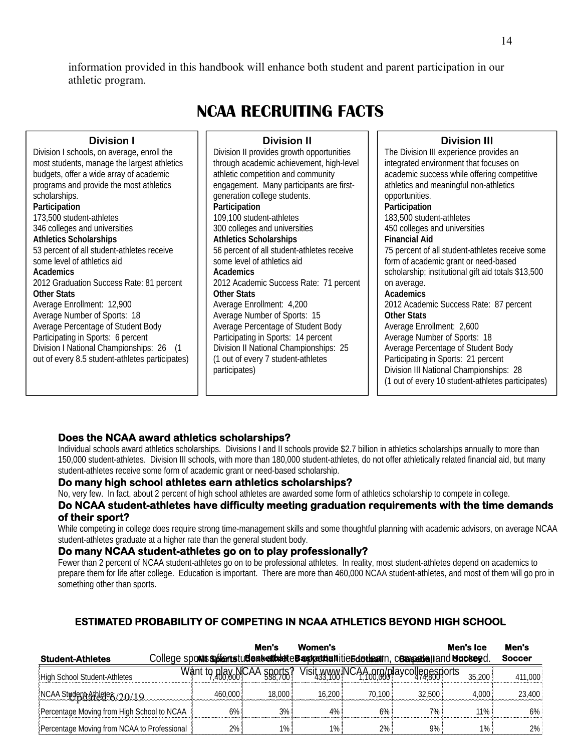information provided in this handbook will enhance both student and parent participation in our athletic program.

# NCAA RECRUITING FACTS

### Division I

Division I schools, on average, enroll the most students, manage the largest athletics budgets, offer a wide array of academic programs and provide the most athletics scholarships.

**Participation**
173,500 student-athletes
346 colleges and universities

**Athletics Scholarships**
53 percent of all student-athletes receive some level of athletics aid

**Academics**
2012 Graduation Success Rate: 81 percent

**Other Stats**
Average Enrollment: 12,900
Average Number of Sports: 18
Average Percentage of Student Body Participating in Sports: 6 percent
Division I National Championships: 26 (1 out of every 8.5 student-athletes participates)

### Division II

Division II provides growth opportunities through academic achievement, high-level athletic competition and community engagement. Many participants are first-generation college students.

**Participation**
109,100 student-athletes
300 colleges and universities

**Athletics Scholarships**
56 percent of all student-athletes receive some level of athletics aid

**Academics**
2012 Academic Success Rate: 71 percent

**Other Stats**
Average Enrollment: 4,200
Average Number of Sports: 15
Average Percentage of Student Body Participating in Sports: 14 percent
Division II National Championships: 25 (1 out of every 7 student-athletes participates)

### Division III

The Division III experience provides an integrated environment that focuses on academic success while offering competitive athletics and meaningful non-athletics opportunities.

**Participation**
183,500 student-athletes
450 colleges and universities

**Financial Aid**
75 percent of all student-athletes receive some form of academic grant or need-based scholarship; institutional gift aid totals $13,500 on average.

**Academics**
2012 Academic Success Rate: 87 percent

**Other Stats**
Average Enrollment: 2,600
Average Number of Sports: 18
Average Percentage of Student Body Participating in Sports: 21 percent
Division III National Championships: 28 (1 out of every 10 student-athletes participates)

### Does the NCAA award athletics scholarships?

Individual schools award athletics scholarships. Divisions I and II schools provide $2.7 billion in athletics scholarships annually to more than 150,000 student-athletes. Division III schools, with more than 180,000 student-athletes, do not offer athletically related financial aid, but many student-athletes receive some form of academic grant or need-based scholarship.

### Do many high school athletes earn athletics scholarships?

No, very few. In fact, about 2 percent of high school athletes are awarded some form of athletics scholarship to compete in college.

### Do NCAA student-athletes have difficulty meeting graduation requirements with the time demands of their sport?

While competing in college does require strong time-management skills and some thoughtful planning with academic advisors, on average NCAA student-athletes graduate at a higher rate than the general student body.

### Do many NCAA student-athletes go on to play professionally?

Fewer than 2 percent of NCAA student-athletes go on to be professional athletes. In reality, most student-athletes depend on academics to prepare them for life after college. Education is important. There are more than 460,000 NCAA student-athletes, and most of them will go pro in something other than sports.

### ESTIMATED PROBABILITY OF COMPETING IN NCAA ATHLETICS BEYOND HIGH SCHOOL

| Student-Athletes | All Sports | Men's Basketball | Women's Basketball | Football | Baseball | Men's Ice Hockey | Men's Soccer |
|---|---|---|---|---|---|---|---|
| High School Student-Athletes | 7,400,000 | 538,700 | 433,100 | 1,100,000 | 474,800 | 35,200 | 411,000 |
| NCAA Student-Athletes | 460,000 | 18,000 | 16,200 | 70,100 | 32,500 | 4,000 | 23,400 |
| Percentage Moving from High School to NCAA | 6% | 3% | 4% | 6% | 7% | 11% | 6% |
| Percentage Moving from NCAA to Professional | 2% | 1% | 1% | 2% | 9% | 1% | 2% |

College sports offer student-athletes opportunities to learn, compete and succeed.
Want to play NCAA sports? Visit www.NCAA.org/playcollegesports

Updated 6/20/19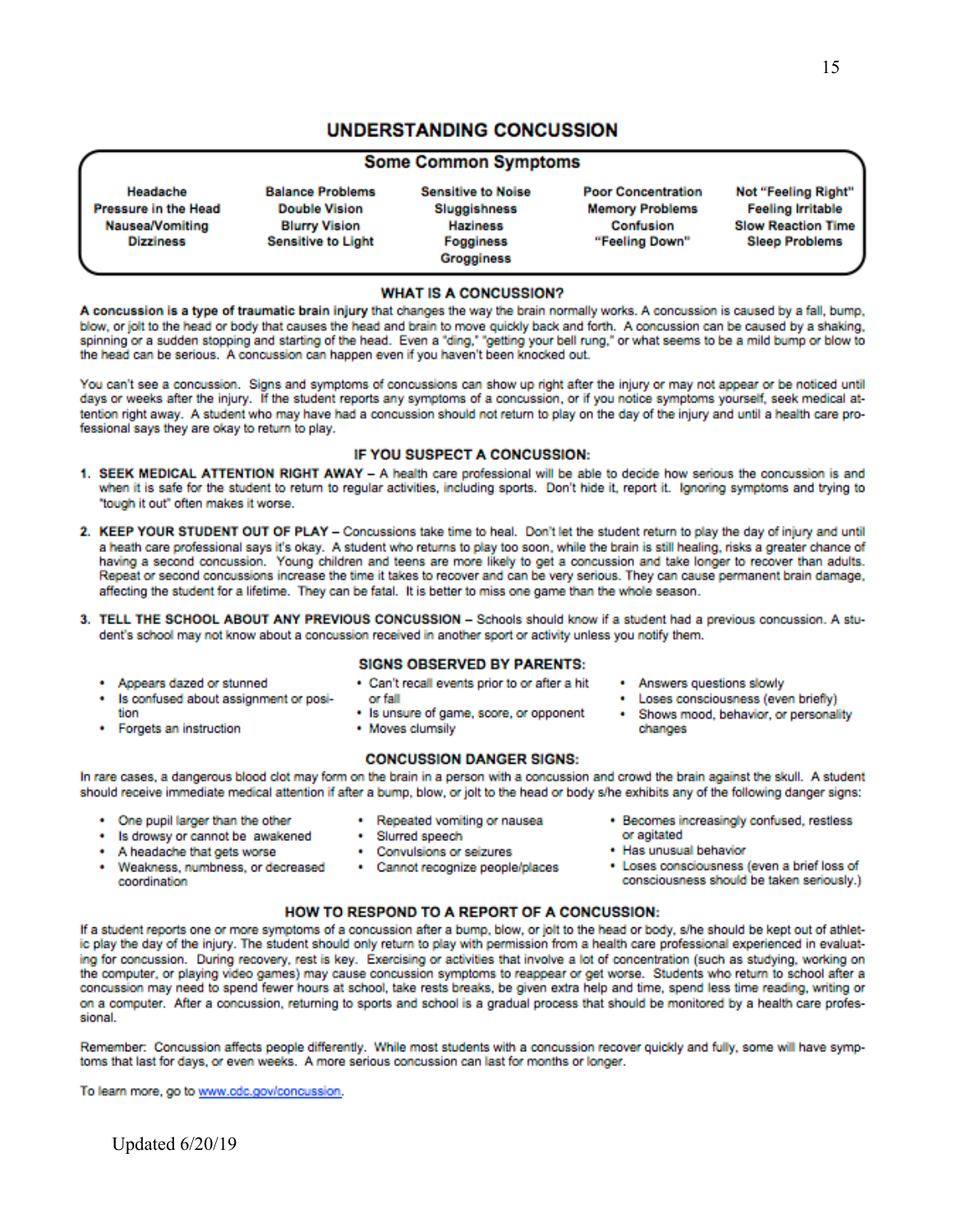# UNDERSTANDING CONCUSSION

## Some Common Symptoms

| | | | | |
|---|---|---|---|---|
| Headache | Balance Problems | Sensitive to Noise | Poor Concentration | Not "Feeling Right" |
| Pressure in the Head | Double Vision | Sluggishness | Memory Problems | Feeling Irritable |
| Nausea/Vomiting | Blurry Vision | Haziness | Confusion | Slow Reaction Time |
| Dizziness | Sensitive to Light | Fogginess | "Feeling Down" | Sleep Problems |
| | | Grogginess | | |

### WHAT IS A CONCUSSION?

**A concussion is a type of traumatic brain injury** that changes the way the brain normally works. A concussion is caused by a fall, bump, blow, or jolt to the head or body that causes the head and brain to move quickly back and forth. A concussion can be caused by a shaking, spinning or a sudden stopping and starting of the head. Even a "ding," "getting your bell rung," or what seems to be a mild bump or blow to the head can be serious. A concussion can happen even if you haven't been knocked out.

You can't see a concussion. Signs and symptoms of concussions can show up right after the injury or may not appear or be noticed until days or weeks after the injury. If the student reports any symptoms of a concussion, or if you notice symptoms yourself, seek medical attention right away. A student who may have had a concussion should not return to play on the day of the injury and until a health care professional says they are okay to return to play.

### IF YOU SUSPECT A CONCUSSION:

1. **SEEK MEDICAL ATTENTION RIGHT AWAY** – A health care professional will be able to decide how serious the concussion is and when it is safe for the student to return to regular activities, including sports. Don't hide it, report it. Ignoring symptoms and trying to "tough it out" often makes it worse.
2. **KEEP YOUR STUDENT OUT OF PLAY** – Concussions take time to heal. Don't let the student return to play the day of injury and until a heath care professional says it's okay. A student who returns to play too soon, while the brain is still healing, risks a greater chance of having a second concussion. Young children and teens are more likely to get a concussion and take longer to recover than adults. Repeat or second concussions increase the time it takes to recover and can be very serious. They can cause permanent brain damage, affecting the student for a lifetime. They can be fatal. It is better to miss one game than the whole season.
3. **TELL THE SCHOOL ABOUT ANY PREVIOUS CONCUSSION** – Schools should know if a student had a previous concussion. A student's school may not know about a concussion received in another sport or activity unless you notify them.

### SIGNS OBSERVED BY PARENTS:

- Appears dazed or stunned
- Is confused about assignment or position
- Forgets an instruction
- Can't recall events prior to or after a hit or fall
- Is unsure of game, score, or opponent
- Moves clumsily
- Answers questions slowly
- Loses consciousness (even briefly)
- Shows mood, behavior, or personality changes

### CONCUSSION DANGER SIGNS:

In rare cases, a dangerous blood clot may form on the brain in a person with a concussion and crowd the brain against the skull. A student should receive immediate medical attention if after a bump, blow, or jolt to the head or body s/he exhibits any of the following danger signs:

- One pupil larger than the other
- Is drowsy or cannot be awakened
- A headache that gets worse
- Weakness, numbness, or decreased coordination
- Repeated vomiting or nausea
- Slurred speech
- Convulsions or seizures
- Cannot recognize people/places
- Becomes increasingly confused, restless or agitated
- Has unusual behavior
- Loses consciousness (even a brief loss of consciousness should be taken seriously.)

### HOW TO RESPOND TO A REPORT OF A CONCUSSION:

If a student reports one or more symptoms of a concussion after a bump, blow, or jolt to the head or body, s/he should be kept out of athletic play the day of the injury. The student should only return to play with permission from a health care professional experienced in evaluating for concussion. During recovery, rest is key. Exercising or activities that involve a lot of concentration (such as studying, working on the computer, or playing video games) may cause concussion symptoms to reappear or get worse. Students who return to school after a concussion may need to spend fewer hours at school, take rests breaks, be given extra help and time, spend less time reading, writing or on a computer. After a concussion, returning to sports and school is a gradual process that should be monitored by a health care professional.

Remember: Concussion affects people differently. While most students with a concussion recover quickly and fully, some will have symptoms that last for days, or even weeks. A more serious concussion can last for months or longer.

To learn more, go to www.cdc.gov/concussion.

Updated 6/20/19